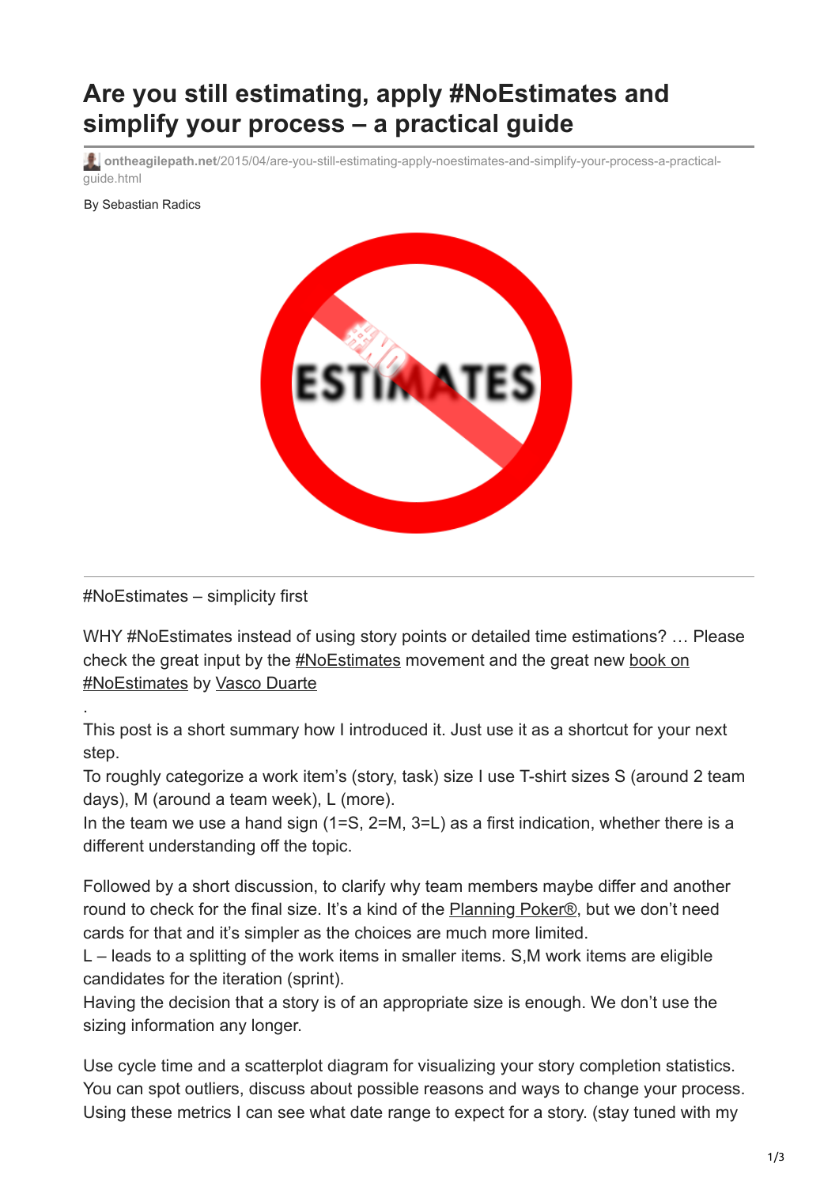# Are you still estimating, apply #NoEstimates and simplify your process – a practical guide

ontheagilepath.net/2015/04/are-you-still-estimating-apply-noestimates-and-simplify-your-process-a-practical-guide.html

By Sebastian Radics

#NoEstimates – simplicity first

WHY #NoEstimates instead of using story points or detailed time estimations? … Please check the great input by the #NoEstimates movement and the great new book on #NoEstimates by Vasco Duarte

.

This post is a short summary how I introduced it. Just use it as a shortcut for your next step.
To roughly categorize a work item's (story, task) size I use T-shirt sizes S (around 2 team days), M (around a team week), L (more).
In the team we use a hand sign (1=S, 2=M, 3=L) as a first indication, whether there is a different understanding off the topic.

Followed by a short discussion, to clarify why team members maybe differ and another round to check for the final size. It's a kind of the Planning Poker®, but we don't need cards for that and it's simpler as the choices are much more limited.
L – leads to a splitting of the work items in smaller items. S,M work items are eligible candidates for the iteration (sprint).
Having the decision that a story is of an appropriate size is enough. We don't use the sizing information any longer.

Use cycle time and a scatterplot diagram for visualizing your story completion statistics. You can spot outliers, discuss about possible reasons and ways to change your process. Using these metrics I can see what date range to expect for a story. (stay tuned with my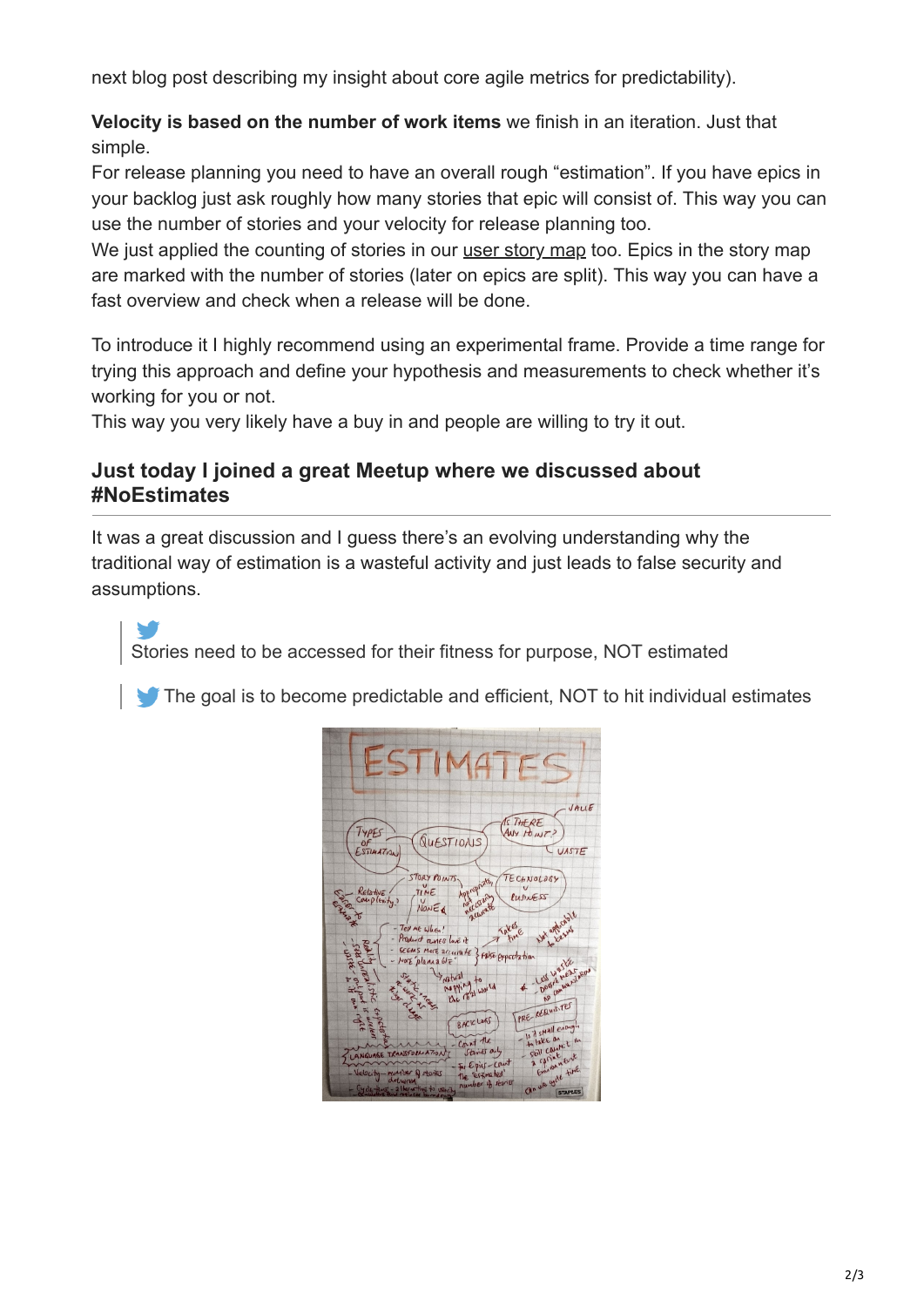next blog post describing my insight about core agile metrics for predictability).

**Velocity is based on the number of work items** we finish in an iteration. Just that simple.
For release planning you need to have an overall rough "estimation". If you have epics in your backlog just ask roughly how many stories that epic will consist of. This way you can use the number of stories and your velocity for release planning too.
We just applied the counting of stories in our user story map too. Epics in the story map are marked with the number of stories (later on epics are split). This way you can have a fast overview and check when a release will be done.

To introduce it I highly recommend using an experimental frame. Provide a time range for trying this approach and define your hypothesis and measurements to check whether it's working for you or not.
This way you very likely have a buy in and people are willing to try it out.

### Just today I joined a great Meetup where we discussed about #NoEstimates

It was a great discussion and I guess there's an evolving understanding why the traditional way of estimation is a wasteful activity and just leads to false security and assumptions.

> Stories need to be accessed for their fitness for purpose, NOT estimated

> The goal is to become predictable and efficient, NOT to hit individual estimates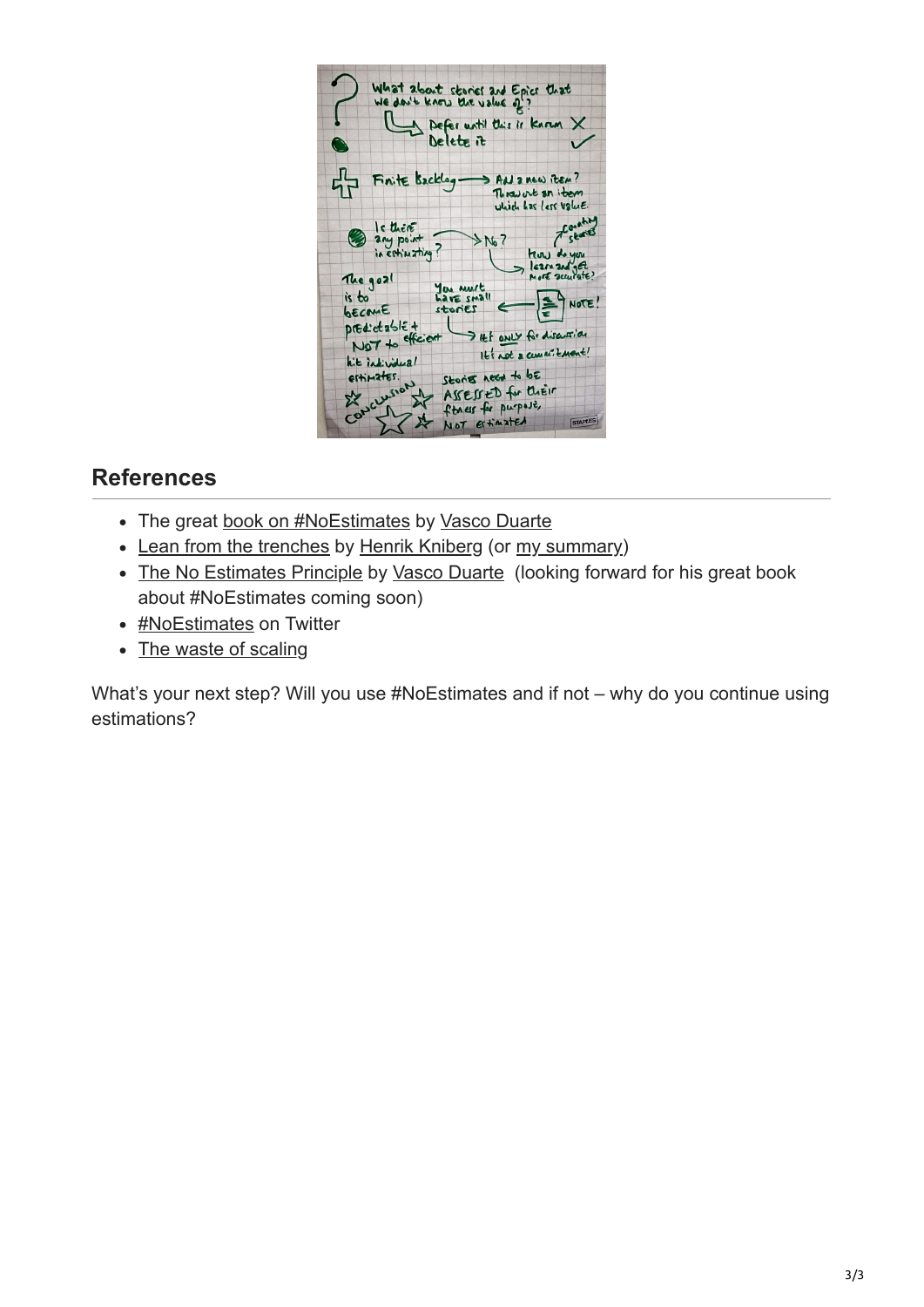## References

- The great book on #NoEstimates by Vasco Duarte
- Lean from the trenches by Henrik Kniberg (or my summary)
- The No Estimates Principle by Vasco Duarte (looking forward for his great book about #NoEstimates coming soon)
- #NoEstimates on Twitter
- The waste of scaling

What's your next step? Will you use #NoEstimates and if not – why do you continue using estimations?